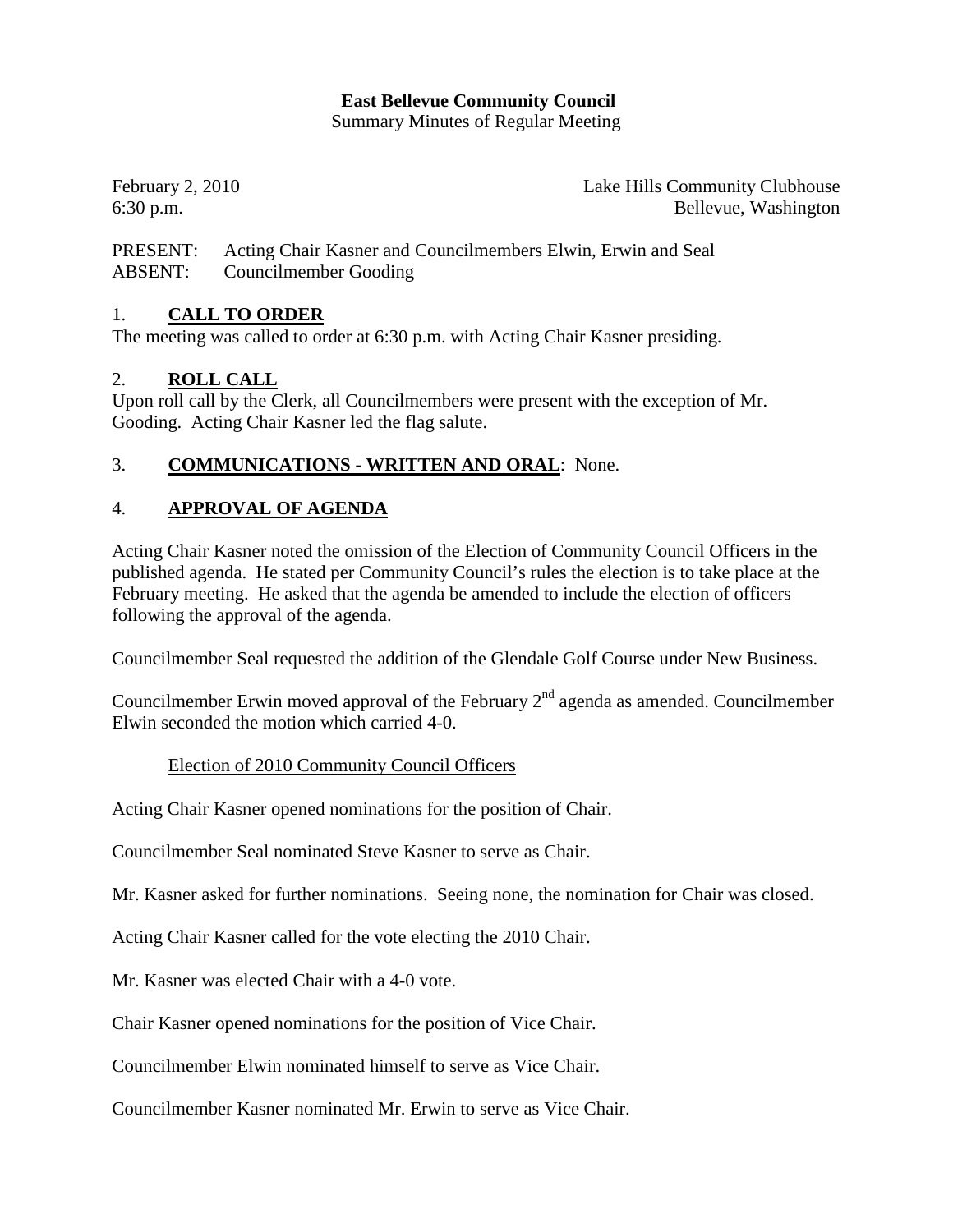**East Bellevue Community Council**
Summary Minutes of Regular Meeting

February 2, 2010
6:30 p.m.

Lake Hills Community Clubhouse
Bellevue, Washington

PRESENT: Acting Chair Kasner and Councilmembers Elwin, Erwin and Seal
ABSENT: Councilmember Gooding

## 1. CALL TO ORDER

The meeting was called to order at 6:30 p.m. with Acting Chair Kasner presiding.

## 2. ROLL CALL

Upon roll call by the Clerk, all Councilmembers were present with the exception of Mr. Gooding. Acting Chair Kasner led the flag salute.

## 3. COMMUNICATIONS - WRITTEN AND ORAL: None.

## 4. APPROVAL OF AGENDA

Acting Chair Kasner noted the omission of the Election of Community Council Officers in the published agenda. He stated per Community Council's rules the election is to take place at the February meeting. He asked that the agenda be amended to include the election of officers following the approval of the agenda.

Councilmember Seal requested the addition of the Glendale Golf Course under New Business.

Councilmember Erwin moved approval of the February 2nd agenda as amended. Councilmember Elwin seconded the motion which carried 4-0.

Election of 2010 Community Council Officers

Acting Chair Kasner opened nominations for the position of Chair.

Councilmember Seal nominated Steve Kasner to serve as Chair.

Mr. Kasner asked for further nominations. Seeing none, the nomination for Chair was closed.

Acting Chair Kasner called for the vote electing the 2010 Chair.

Mr. Kasner was elected Chair with a 4-0 vote.

Chair Kasner opened nominations for the position of Vice Chair.

Councilmember Elwin nominated himself to serve as Vice Chair.

Councilmember Kasner nominated Mr. Erwin to serve as Vice Chair.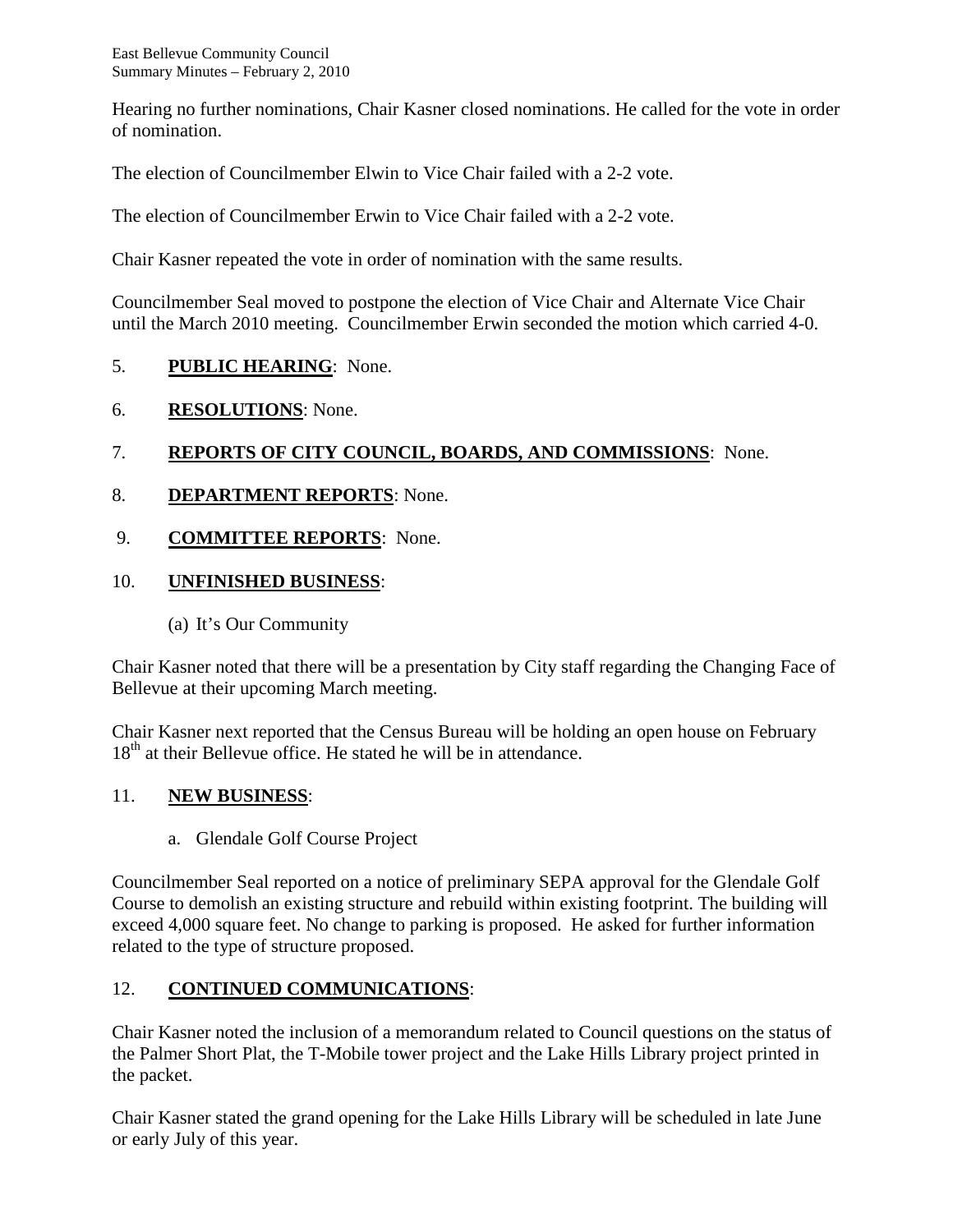Hearing no further nominations, Chair Kasner closed nominations. He called for the vote in order of nomination.

The election of Councilmember Elwin to Vice Chair failed with a 2-2 vote.

The election of Councilmember Erwin to Vice Chair failed with a 2-2 vote.

Chair Kasner repeated the vote in order of nomination with the same results.

Councilmember Seal moved to postpone the election of Vice Chair and Alternate Vice Chair until the March 2010 meeting. Councilmember Erwin seconded the motion which carried 4-0.

5. **PUBLIC HEARING**: None.

6. **RESOLUTIONS**: None.

7. **REPORTS OF CITY COUNCIL, BOARDS, AND COMMISSIONS**: None.

8. **DEPARTMENT REPORTS**: None.

9. **COMMITTEE REPORTS**: None.

10. **UNFINISHED BUSINESS**:

    (a) It's Our Community

Chair Kasner noted that there will be a presentation by City staff regarding the Changing Face of Bellevue at their upcoming March meeting.

Chair Kasner next reported that the Census Bureau will be holding an open house on February 18th at their Bellevue office. He stated he will be in attendance.

11. **NEW BUSINESS**:

    a. Glendale Golf Course Project

Councilmember Seal reported on a notice of preliminary SEPA approval for the Glendale Golf Course to demolish an existing structure and rebuild within existing footprint. The building will exceed 4,000 square feet. No change to parking is proposed. He asked for further information related to the type of structure proposed.

12. **CONTINUED COMMUNICATIONS**:

Chair Kasner noted the inclusion of a memorandum related to Council questions on the status of the Palmer Short Plat, the T-Mobile tower project and the Lake Hills Library project printed in the packet.

Chair Kasner stated the grand opening for the Lake Hills Library will be scheduled in late June or early July of this year.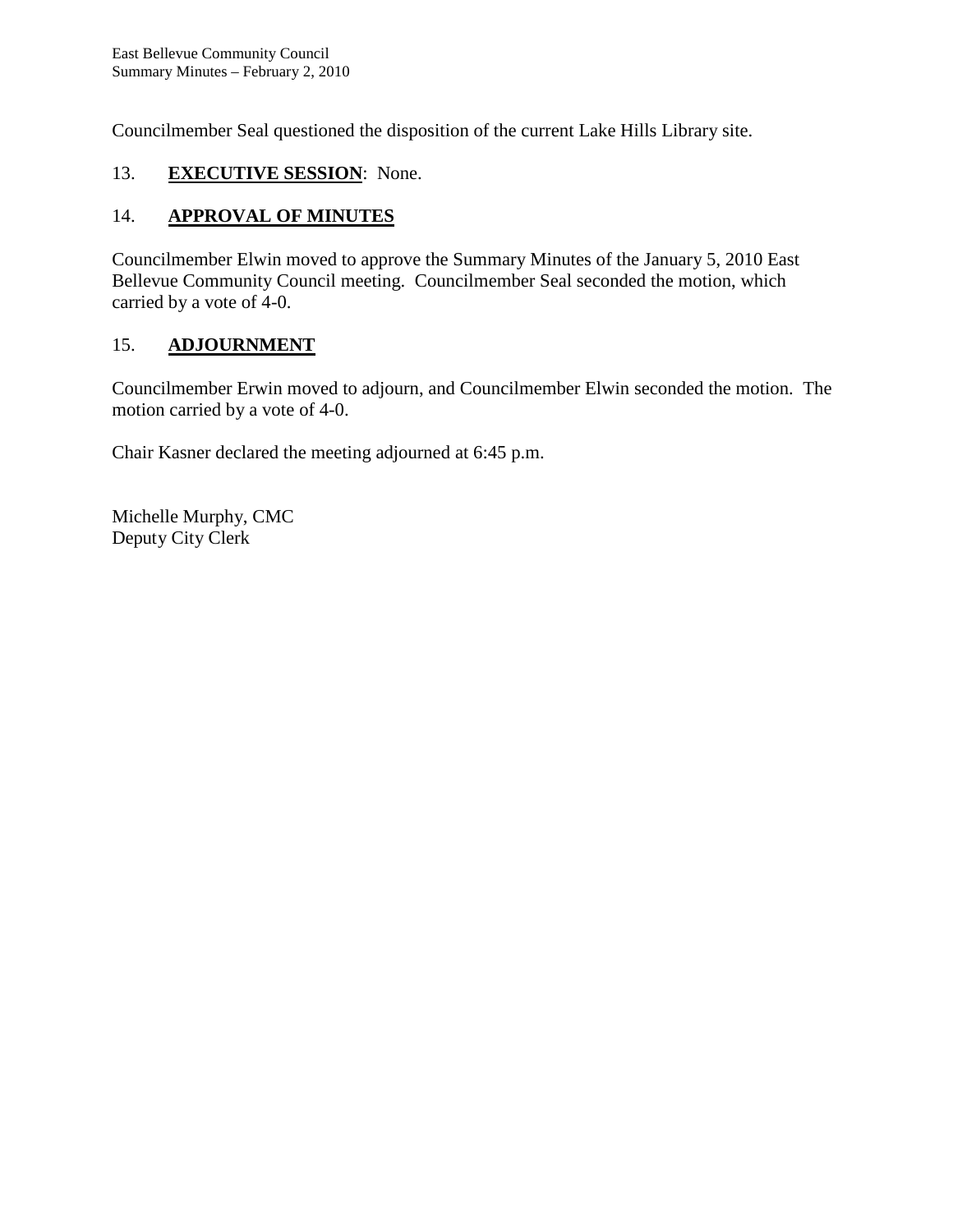Councilmember Seal questioned the disposition of the current Lake Hills Library site.

13. **EXECUTIVE SESSION**: None.

14. **APPROVAL OF MINUTES**

Councilmember Elwin moved to approve the Summary Minutes of the January 5, 2010 East Bellevue Community Council meeting. Councilmember Seal seconded the motion, which carried by a vote of 4-0.

15. **ADJOURNMENT**

Councilmember Erwin moved to adjourn, and Councilmember Elwin seconded the motion. The motion carried by a vote of 4-0.

Chair Kasner declared the meeting adjourned at 6:45 p.m.

Michelle Murphy, CMC
Deputy City Clerk